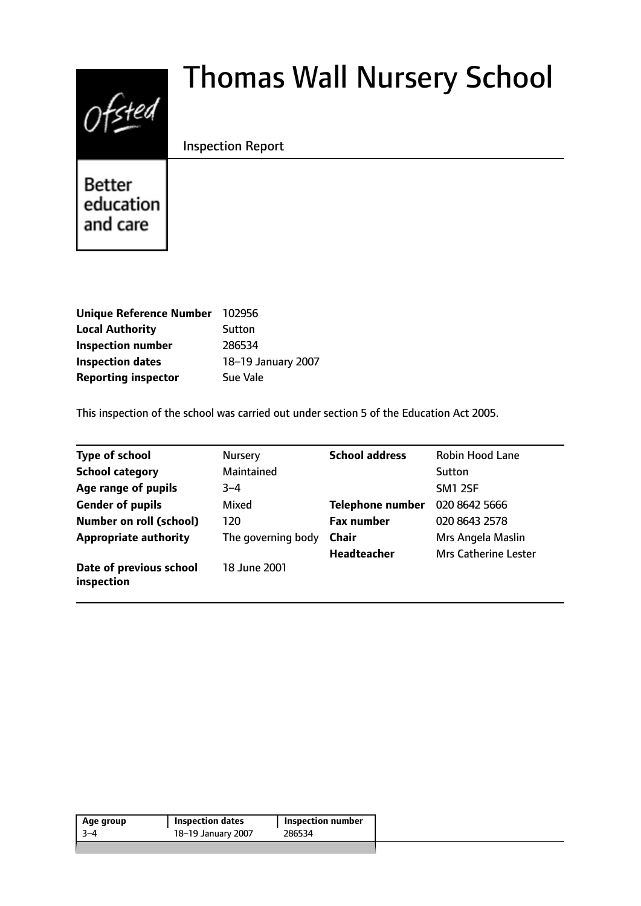# Thomas Wall Nursery School

Inspection Report

Better education and care

| | |
|---|---|
| **Unique Reference Number** | 102956 |
| **Local Authority** | Sutton |
| **Inspection number** | 286534 |
| **Inspection dates** | 18–19 January 2007 |
| **Reporting inspector** | Sue Vale |

This inspection of the school was carried out under section 5 of the Education Act 2005.

| | | | |
|---|---|---|---|
| **Type of school** | Nursery | **School address** | Robin Hood Lane |
| **School category** | Maintained | | Sutton |
| **Age range of pupils** | 3–4 | | SM1 2SF |
| **Gender of pupils** | Mixed | **Telephone number** | 020 8642 5666 |
| **Number on roll (school)** | 120 | **Fax number** | 020 8643 2578 |
| **Appropriate authority** | The governing body | **Chair** | Mrs Angela Maslin |
| | | **Headteacher** | Mrs Catherine Lester |
| **Date of previous school inspection** | 18 June 2001 | | |

| Age group | Inspection dates | Inspection number |
|---|---|---|
| 3–4 | 18–19 January 2007 | 286534 |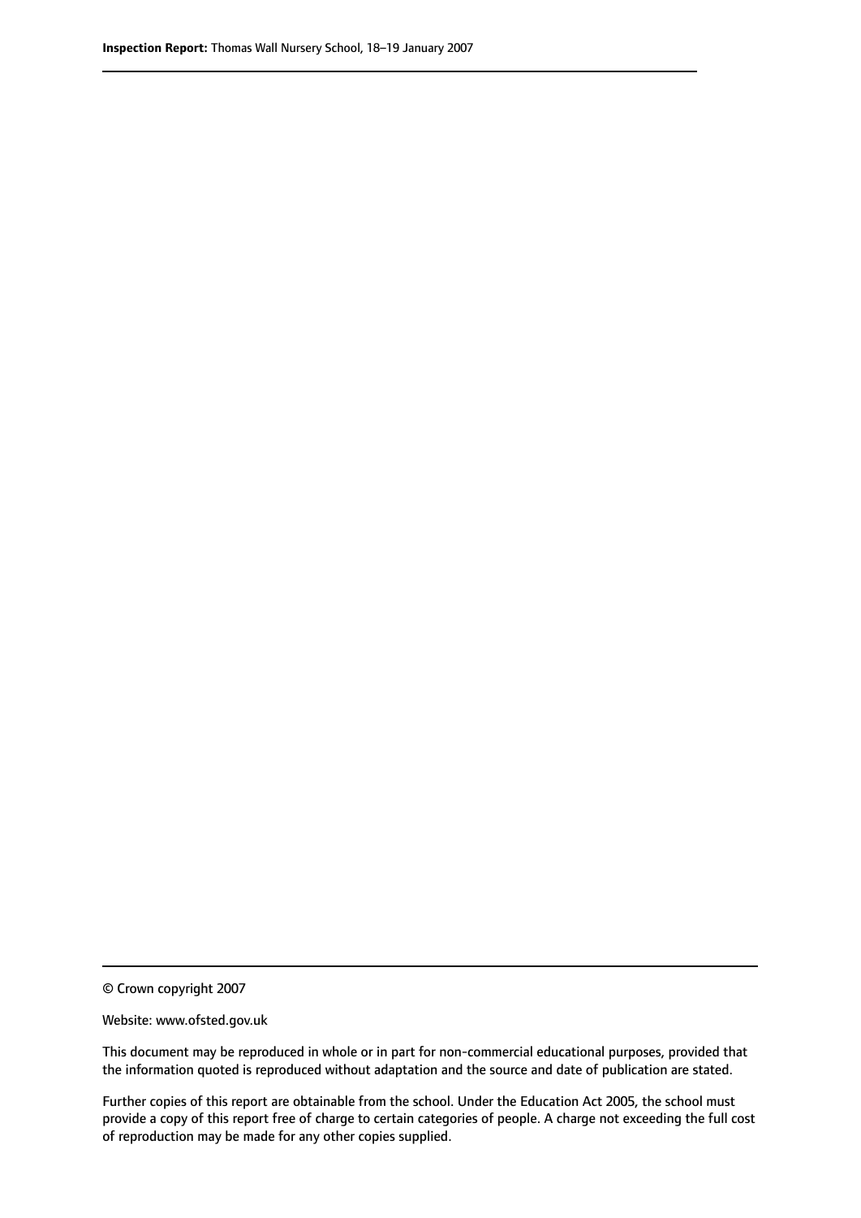© Crown copyright 2007

Website: www.ofsted.gov.uk

This document may be reproduced in whole or in part for non-commercial educational purposes, provided that the information quoted is reproduced without adaptation and the source and date of publication are stated.

Further copies of this report are obtainable from the school. Under the Education Act 2005, the school must provide a copy of this report free of charge to certain categories of people. A charge not exceeding the full cost of reproduction may be made for any other copies supplied.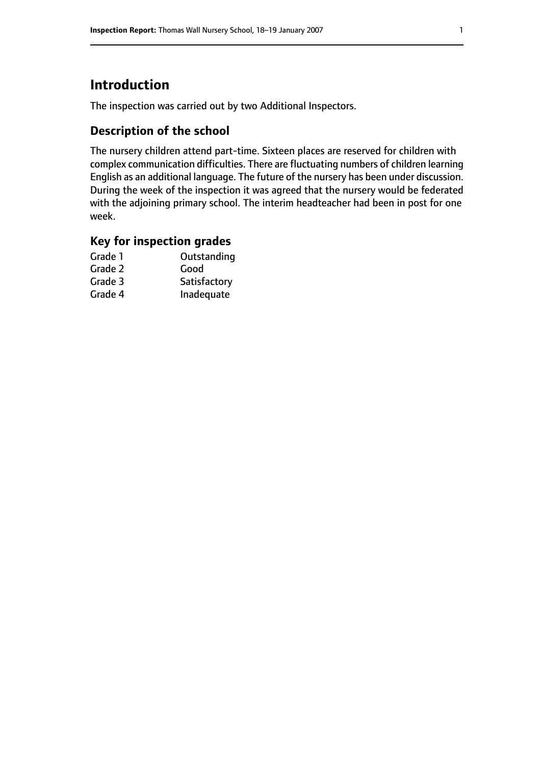# Introduction

The inspection was carried out by two Additional Inspectors.

## Description of the school

The nursery children attend part-time. Sixteen places are reserved for children with complex communication difficulties. There are fluctuating numbers of children learning English as an additional language. The future of the nursery has been under discussion. During the week of the inspection it was agreed that the nursery would be federated with the adjoining primary school. The interim headteacher had been in post for one week.

## Key for inspection grades

| | |
|---|---|
| Grade 1 | Outstanding |
| Grade 2 | Good |
| Grade 3 | Satisfactory |
| Grade 4 | Inadequate |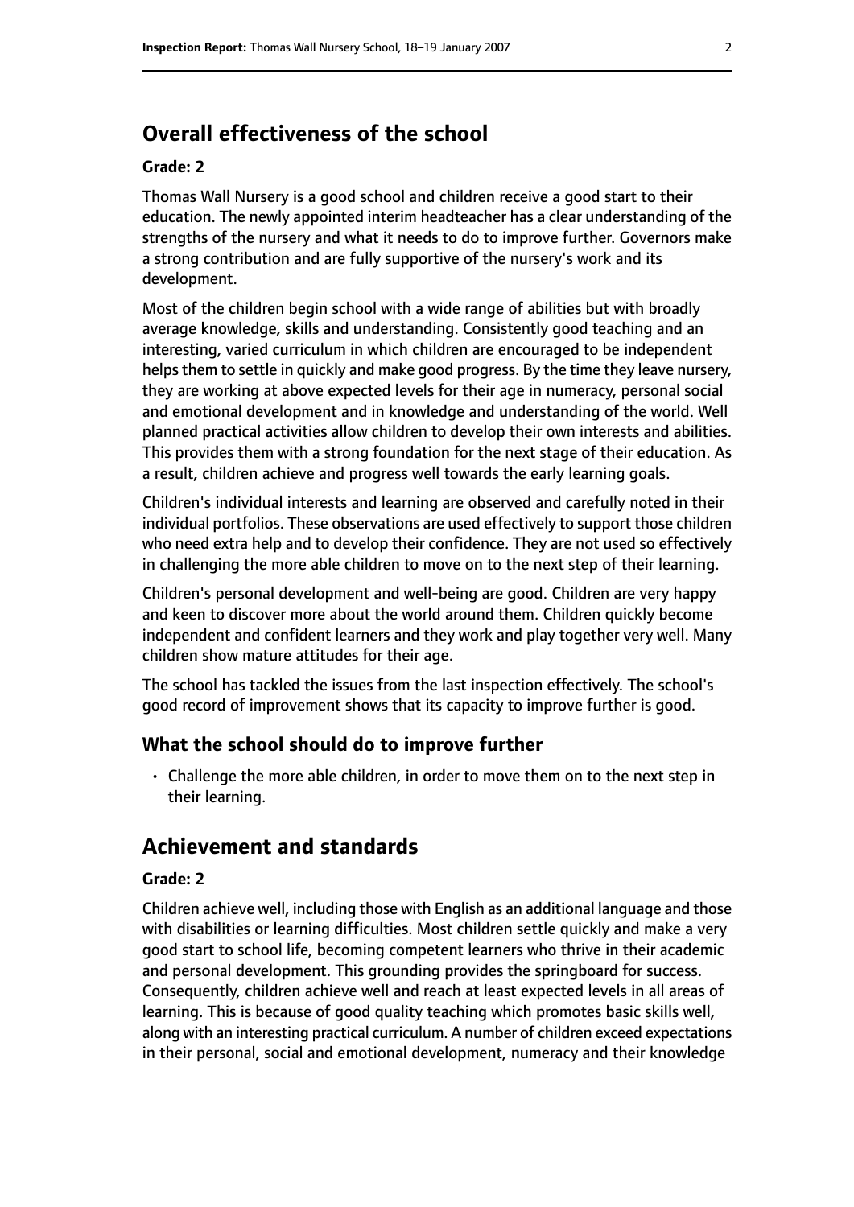## Overall effectiveness of the school

**Grade: 2**

Thomas Wall Nursery is a good school and children receive a good start to their education. The newly appointed interim headteacher has a clear understanding of the strengths of the nursery and what it needs to do to improve further. Governors make a strong contribution and are fully supportive of the nursery's work and its development.

Most of the children begin school with a wide range of abilities but with broadly average knowledge, skills and understanding. Consistently good teaching and an interesting, varied curriculum in which children are encouraged to be independent helps them to settle in quickly and make good progress. By the time they leave nursery, they are working at above expected levels for their age in numeracy, personal social and emotional development and in knowledge and understanding of the world. Well planned practical activities allow children to develop their own interests and abilities. This provides them with a strong foundation for the next stage of their education. As a result, children achieve and progress well towards the early learning goals.

Children's individual interests and learning are observed and carefully noted in their individual portfolios. These observations are used effectively to support those children who need extra help and to develop their confidence. They are not used so effectively in challenging the more able children to move on to the next step of their learning.

Children's personal development and well-being are good. Children are very happy and keen to discover more about the world around them. Children quickly become independent and confident learners and they work and play together very well. Many children show mature attitudes for their age.

The school has tackled the issues from the last inspection effectively. The school's good record of improvement shows that its capacity to improve further is good.

### What the school should do to improve further

- Challenge the more able children, in order to move them on to the next step in their learning.

## Achievement and standards

**Grade: 2**

Children achieve well, including those with English as an additional language and those with disabilities or learning difficulties. Most children settle quickly and make a very good start to school life, becoming competent learners who thrive in their academic and personal development. This grounding provides the springboard for success. Consequently, children achieve well and reach at least expected levels in all areas of learning. This is because of good quality teaching which promotes basic skills well, along with an interesting practical curriculum. A number of children exceed expectations in their personal, social and emotional development, numeracy and their knowledge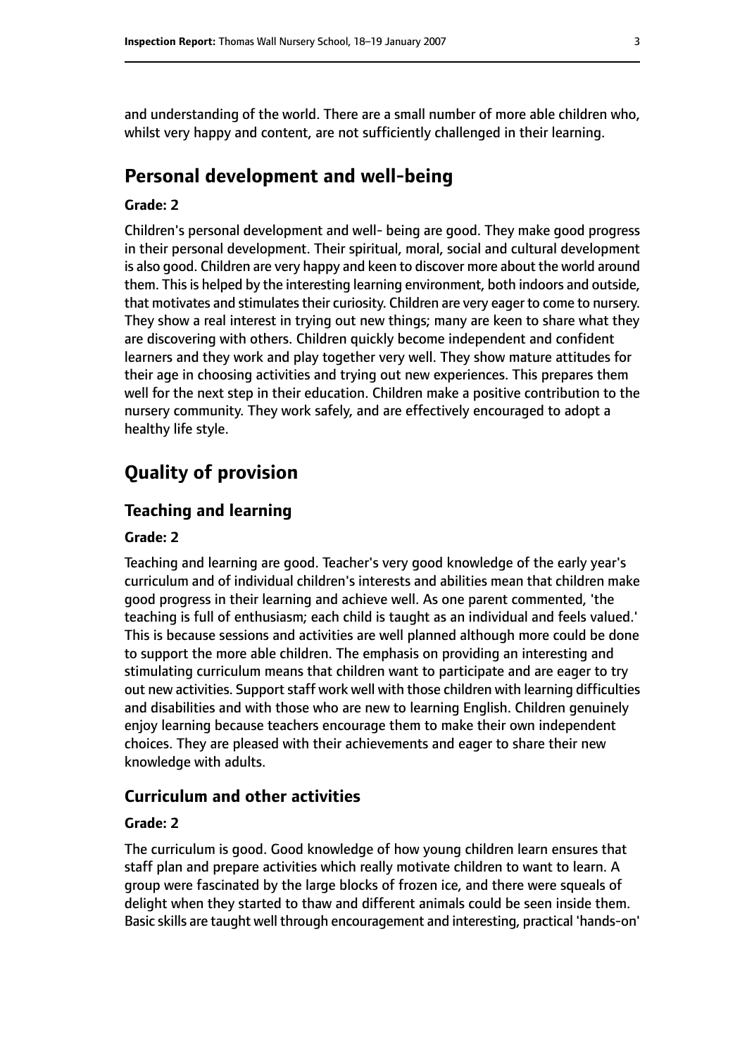and understanding of the world. There are a small number of more able children who, whilst very happy and content, are not sufficiently challenged in their learning.

# Personal development and well-being

#### Grade: 2

Children's personal development and well- being are good. They make good progress in their personal development. Their spiritual, moral, social and cultural development is also good. Children are very happy and keen to discover more about the world around them. This is helped by the interesting learning environment, both indoors and outside, that motivates and stimulates their curiosity. Children are very eager to come to nursery. They show a real interest in trying out new things; many are keen to share what they are discovering with others. Children quickly become independent and confident learners and they work and play together very well. They show mature attitudes for their age in choosing activities and trying out new experiences. This prepares them well for the next step in their education. Children make a positive contribution to the nursery community. They work safely, and are effectively encouraged to adopt a healthy life style.

# Quality of provision

## Teaching and learning

#### Grade: 2

Teaching and learning are good. Teacher's very good knowledge of the early year's curriculum and of individual children's interests and abilities mean that children make good progress in their learning and achieve well. As one parent commented, 'the teaching is full of enthusiasm; each child is taught as an individual and feels valued.' This is because sessions and activities are well planned although more could be done to support the more able children. The emphasis on providing an interesting and stimulating curriculum means that children want to participate and are eager to try out new activities. Support staff work well with those children with learning difficulties and disabilities and with those who are new to learning English. Children genuinely enjoy learning because teachers encourage them to make their own independent choices. They are pleased with their achievements and eager to share their new knowledge with adults.

## Curriculum and other activities

#### Grade: 2

The curriculum is good. Good knowledge of how young children learn ensures that staff plan and prepare activities which really motivate children to want to learn. A group were fascinated by the large blocks of frozen ice, and there were squeals of delight when they started to thaw and different animals could be seen inside them. Basic skills are taught well through encouragement and interesting, practical 'hands-on'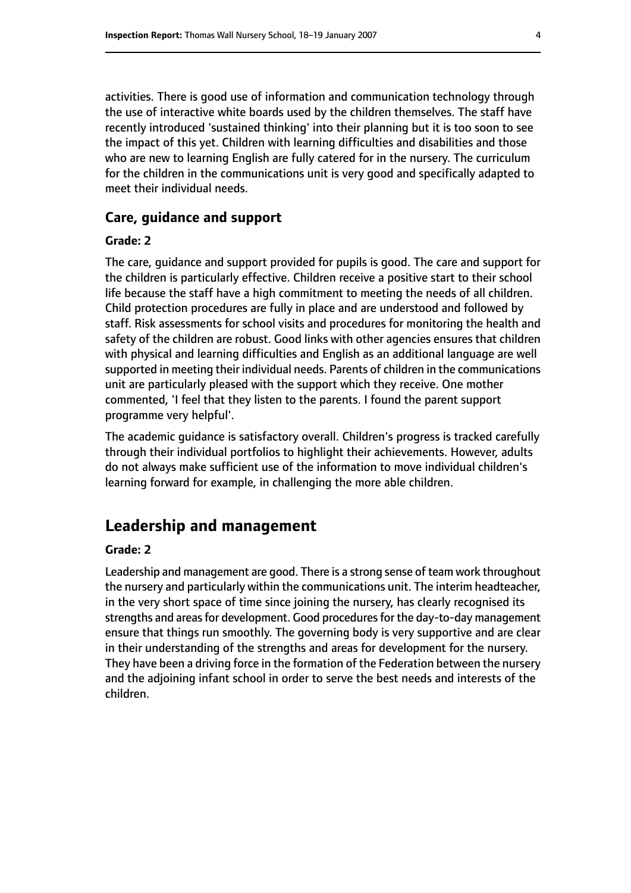activities. There is good use of information and communication technology through the use of interactive white boards used by the children themselves. The staff have recently introduced 'sustained thinking' into their planning but it is too soon to see the impact of this yet. Children with learning difficulties and disabilities and those who are new to learning English are fully catered for in the nursery. The curriculum for the children in the communications unit is very good and specifically adapted to meet their individual needs.

### Care, guidance and support

#### Grade: 2

The care, guidance and support provided for pupils is good. The care and support for the children is particularly effective. Children receive a positive start to their school life because the staff have a high commitment to meeting the needs of all children. Child protection procedures are fully in place and are understood and followed by staff. Risk assessments for school visits and procedures for monitoring the health and safety of the children are robust. Good links with other agencies ensures that children with physical and learning difficulties and English as an additional language are well supported in meeting their individual needs. Parents of children in the communications unit are particularly pleased with the support which they receive. One mother commented, 'I feel that they listen to the parents. I found the parent support programme very helpful'.

The academic guidance is satisfactory overall. Children's progress is tracked carefully through their individual portfolios to highlight their achievements. However, adults do not always make sufficient use of the information to move individual children's learning forward for example, in challenging the more able children.

## Leadership and management

#### Grade: 2

Leadership and management are good. There is a strong sense of team work throughout the nursery and particularly within the communications unit. The interim headteacher, in the very short space of time since joining the nursery, has clearly recognised its strengths and areas for development. Good procedures for the day-to-day management ensure that things run smoothly. The governing body is very supportive and are clear in their understanding of the strengths and areas for development for the nursery. They have been a driving force in the formation of the Federation between the nursery and the adjoining infant school in order to serve the best needs and interests of the children.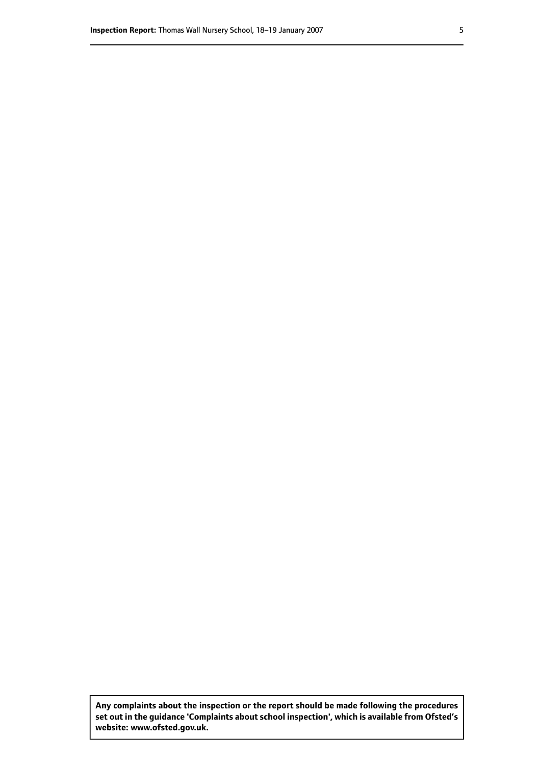**Any complaints about the inspection or the report should be made following the procedures set out in the guidance 'Complaints about school inspection', which is available from Ofsted's website: www.ofsted.gov.uk.**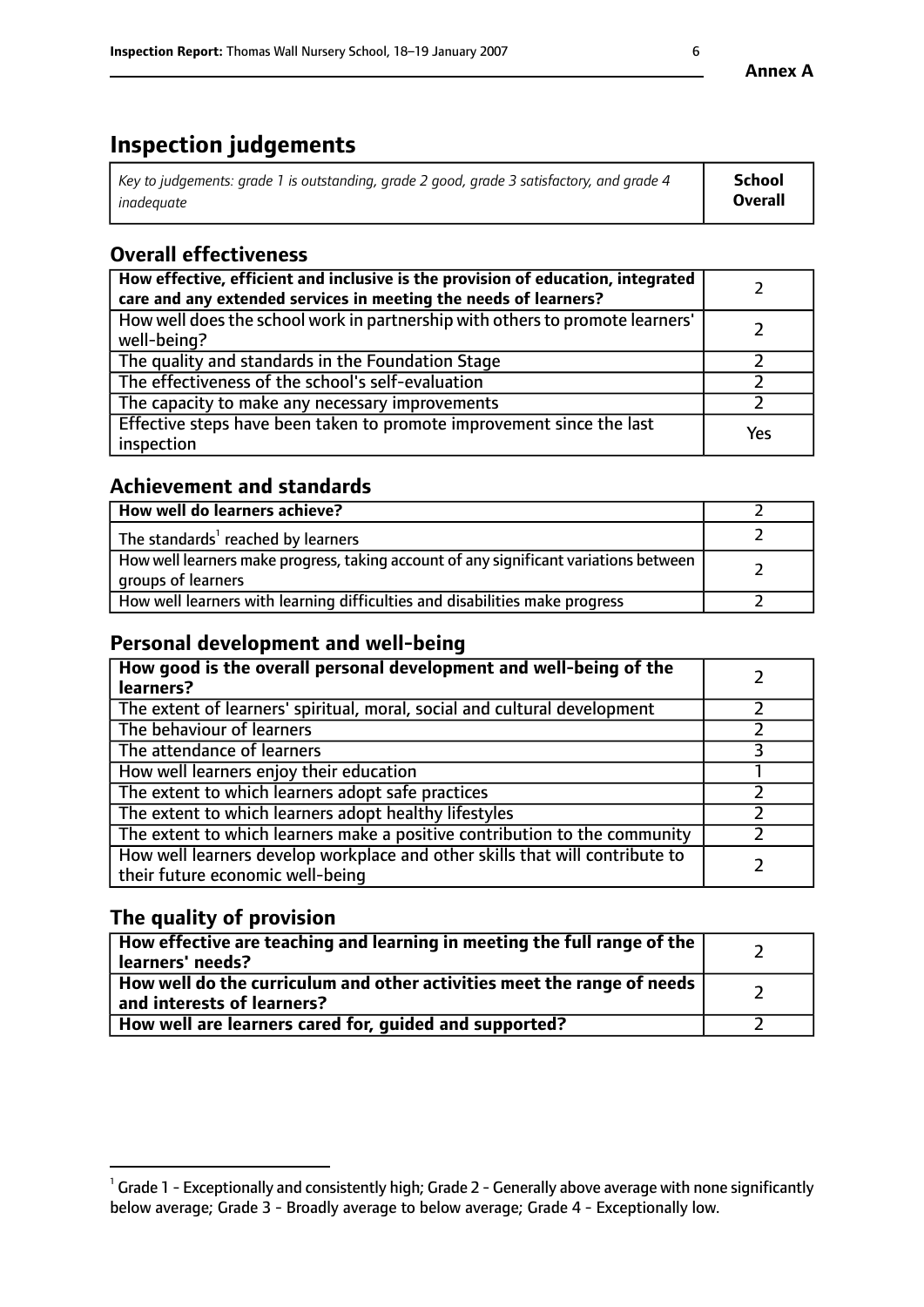**Annex A**

# Inspection judgements

| *Key to judgements: grade 1 is outstanding, grade 2 good, grade 3 satisfactory, and grade 4 inadequate* | **School Overall** |
|---|---|

## Overall effectiveness

| | |
|---|---|
| **How effective, efficient and inclusive is the provision of education, integrated care and any extended services in meeting the needs of learners?** | 2 |
| How well does the school work in partnership with others to promote learners' well-being? | 2 |
| The quality and standards in the Foundation Stage | 2 |
| The effectiveness of the school's self-evaluation | 2 |
| The capacity to make any necessary improvements | 2 |
| Effective steps have been taken to promote improvement since the last inspection | Yes |

## Achievement and standards

| | |
|---|---|
| **How well do learners achieve?** | 2 |
| The standards[1] reached by learners | 2 |
| How well learners make progress, taking account of any significant variations between groups of learners | 2 |
| How well learners with learning difficulties and disabilities make progress | 2 |

## Personal development and well-being

| | |
|---|---|
| **How good is the overall personal development and well-being of the learners?** | 2 |
| The extent of learners' spiritual, moral, social and cultural development | 2 |
| The behaviour of learners | 2 |
| The attendance of learners | 3 |
| How well learners enjoy their education | 1 |
| The extent to which learners adopt safe practices | 2 |
| The extent to which learners adopt healthy lifestyles | 2 |
| The extent to which learners make a positive contribution to the community | 2 |
| How well learners develop workplace and other skills that will contribute to their future economic well-being | 2 |

## The quality of provision

| | |
|---|---|
| **How effective are teaching and learning in meeting the full range of the learners' needs?** | 2 |
| **How well do the curriculum and other activities meet the range of needs and interests of learners?** | 2 |
| **How well are learners cared for, guided and supported?** | 2 |

[1] Grade 1 - Exceptionally and consistently high; Grade 2 - Generally above average with none significantly below average; Grade 3 - Broadly average to below average; Grade 4 - Exceptionally low.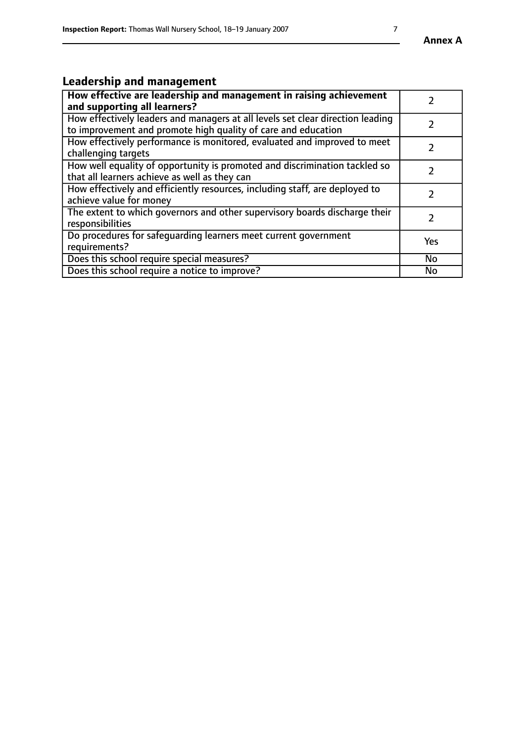## Leadership and management

| **How effective are leadership and management in raising achievement and supporting all learners?** | 2 |
|---|---|
| How effectively leaders and managers at all levels set clear direction leading to improvement and promote high quality of care and education | 2 |
| How effectively performance is monitored, evaluated and improved to meet challenging targets | 2 |
| How well equality of opportunity is promoted and discrimination tackled so that all learners achieve as well as they can | 2 |
| How effectively and efficiently resources, including staff, are deployed to achieve value for money | 2 |
| The extent to which governors and other supervisory boards discharge their responsibilities | 2 |
| Do procedures for safeguarding learners meet current government requirements? | Yes |
| Does this school require special measures? | No |
| Does this school require a notice to improve? | No |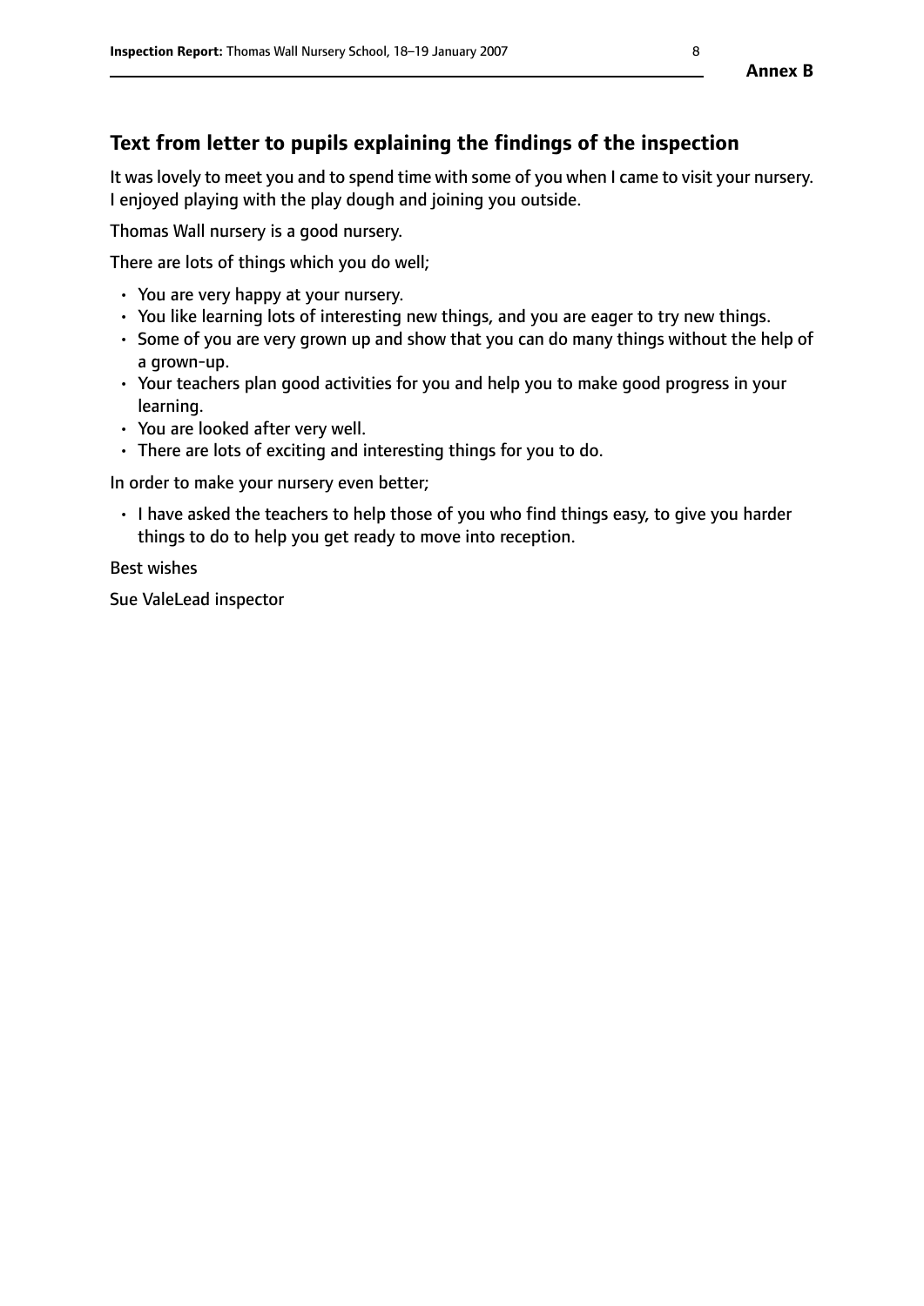## Text from letter to pupils explaining the findings of the inspection

It was lovely to meet you and to spend time with some of you when I came to visit your nursery. I enjoyed playing with the play dough and joining you outside.

Thomas Wall nursery is a good nursery.

There are lots of things which you do well;

- You are very happy at your nursery.
- You like learning lots of interesting new things, and you are eager to try new things.
- Some of you are very grown up and show that you can do many things without the help of a grown-up.
- Your teachers plan good activities for you and help you to make good progress in your learning.
- You are looked after very well.
- There are lots of exciting and interesting things for you to do.

In order to make your nursery even better;

- I have asked the teachers to help those of you who find things easy, to give you harder things to do to help you get ready to move into reception.

Best wishes

Sue ValeLead inspector